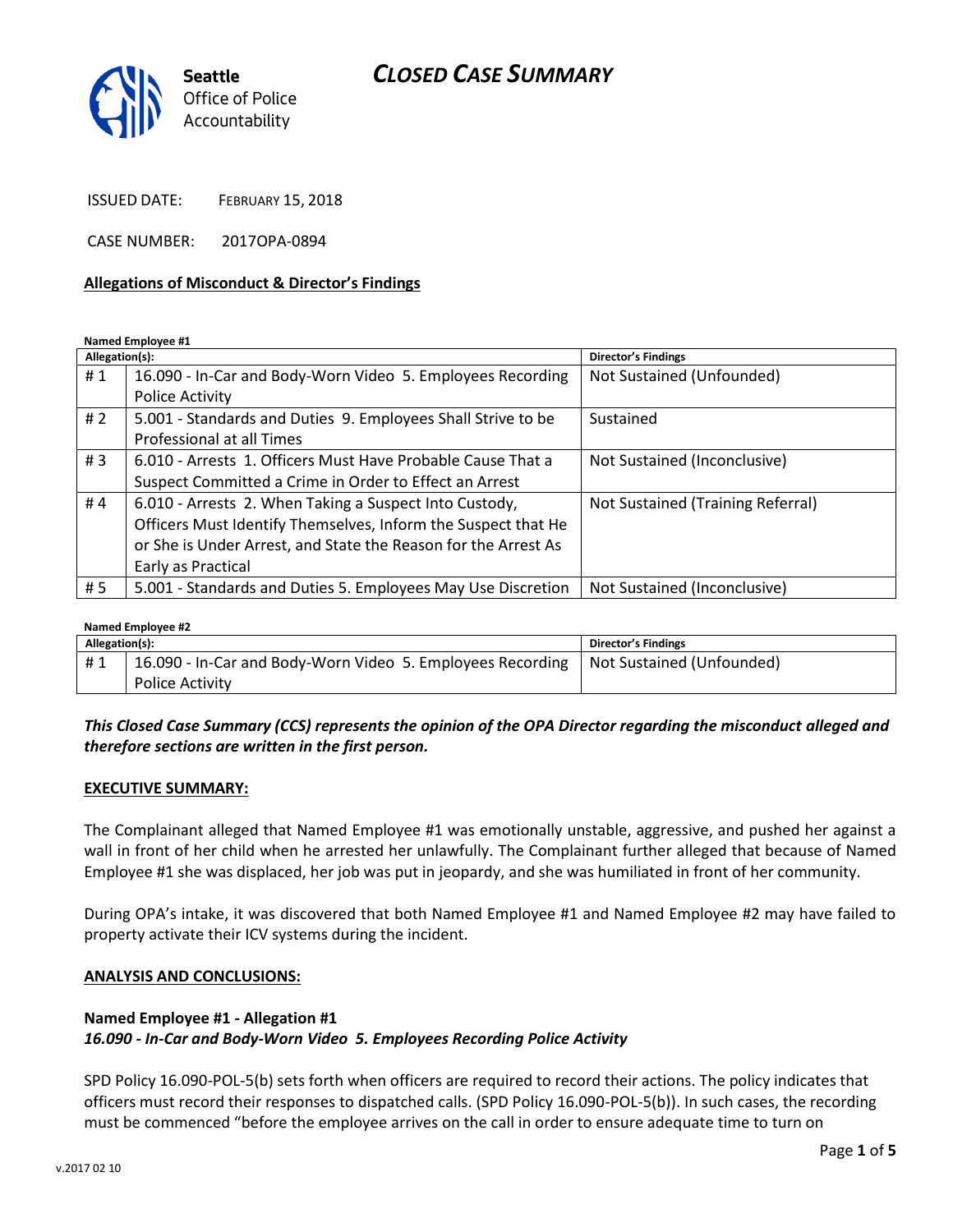# CLOSED CASE SUMMARY

Seattle Office of Police Accountability

ISSUED DATE: FEBRUARY 15, 2018

CASE NUMBER: 2017OPA-0894

## Allegations of Misconduct & Director's Findings

**Named Employee #1**

| Allegation(s): | | Director's Findings |
|---|---|---|
| # 1 | 16.090 - In-Car and Body-Worn Video 5. Employees Recording Police Activity | Not Sustained (Unfounded) |
| # 2 | 5.001 - Standards and Duties 9. Employees Shall Strive to be Professional at all Times | Sustained |
| # 3 | 6.010 - Arrests 1. Officers Must Have Probable Cause That a Suspect Committed a Crime in Order to Effect an Arrest | Not Sustained (Inconclusive) |
| # 4 | 6.010 - Arrests 2. When Taking a Suspect Into Custody, Officers Must Identify Themselves, Inform the Suspect that He or She is Under Arrest, and State the Reason for the Arrest As Early as Practical | Not Sustained (Training Referral) |
| # 5 | 5.001 - Standards and Duties 5. Employees May Use Discretion | Not Sustained (Inconclusive) |

**Named Employee #2**

| Allegation(s): | | Director's Findings |
|---|---|---|
| # 1 | 16.090 - In-Car and Body-Worn Video 5. Employees Recording Police Activity | Not Sustained (Unfounded) |

***This Closed Case Summary (CCS) represents the opinion of the OPA Director regarding the misconduct alleged and therefore sections are written in the first person.***

### EXECUTIVE SUMMARY:

The Complainant alleged that Named Employee #1 was emotionally unstable, aggressive, and pushed her against a wall in front of her child when he arrested her unlawfully. The Complainant further alleged that because of Named Employee #1 she was displaced, her job was put in jeopardy, and she was humiliated in front of her community.

During OPA's intake, it was discovered that both Named Employee #1 and Named Employee #2 may have failed to property activate their ICV systems during the incident.

### ANALYSIS AND CONCLUSIONS:

**Named Employee #1 - Allegation #1**
***16.090 - In-Car and Body-Worn Video 5. Employees Recording Police Activity***

SPD Policy 16.090-POL-5(b) sets forth when officers are required to record their actions. The policy indicates that officers must record their responses to dispatched calls. (SPD Policy 16.090-POL-5(b)). In such cases, the recording must be commenced "before the employee arrives on the call in order to ensure adequate time to turn on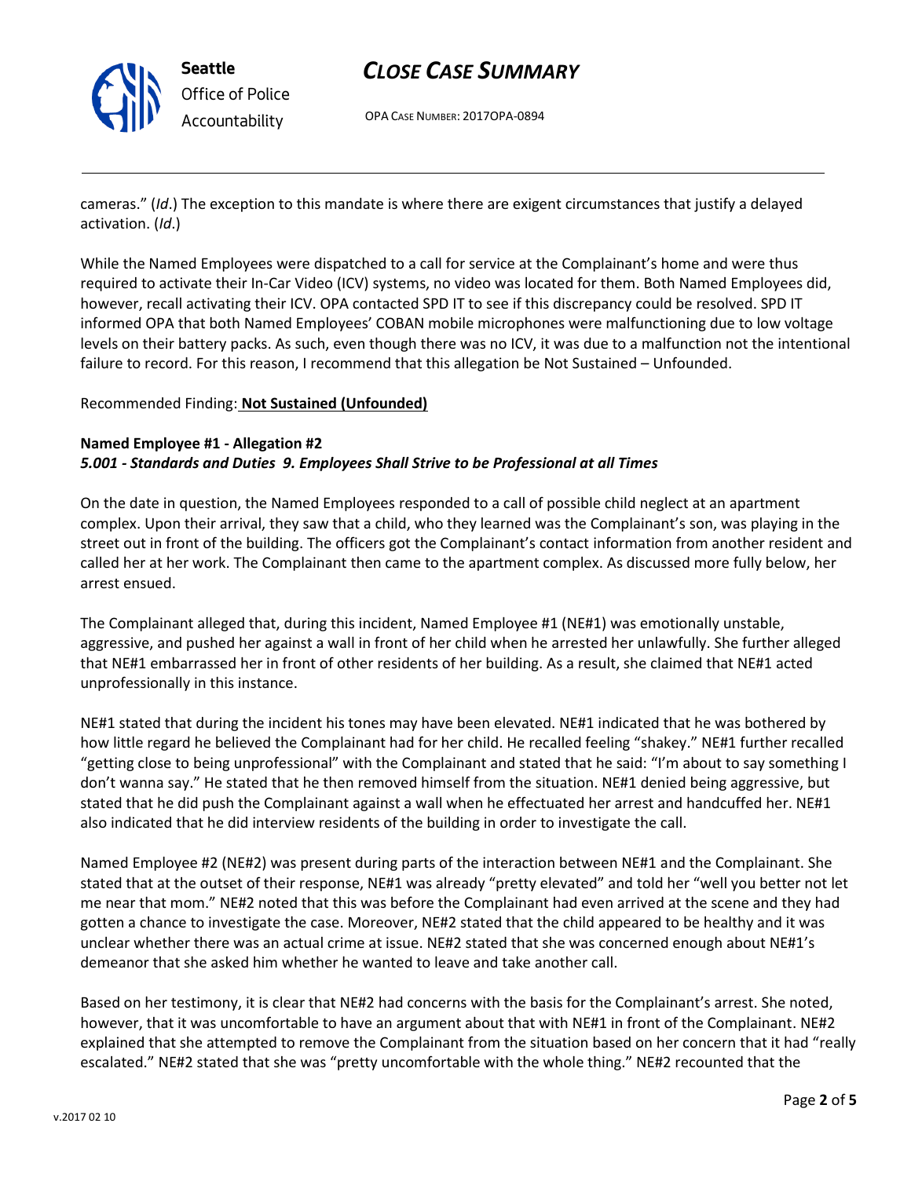cameras." (*Id*.) The exception to this mandate is where there are exigent circumstances that justify a delayed activation. (*Id*.)

While the Named Employees were dispatched to a call for service at the Complainant's home and were thus required to activate their In-Car Video (ICV) systems, no video was located for them. Both Named Employees did, however, recall activating their ICV. OPA contacted SPD IT to see if this discrepancy could be resolved. SPD IT informed OPA that both Named Employees' COBAN mobile microphones were malfunctioning due to low voltage levels on their battery packs. As such, even though there was no ICV, it was due to a malfunction not the intentional failure to record. For this reason, I recommend that this allegation be Not Sustained – Unfounded.

Recommended Finding: **Not Sustained (Unfounded)**

**Named Employee #1 - Allegation #2**
***5.001 - Standards and Duties 9. Employees Shall Strive to be Professional at all Times***

On the date in question, the Named Employees responded to a call of possible child neglect at an apartment complex. Upon their arrival, they saw that a child, who they learned was the Complainant's son, was playing in the street out in front of the building. The officers got the Complainant's contact information from another resident and called her at her work. The Complainant then came to the apartment complex. As discussed more fully below, her arrest ensued.

The Complainant alleged that, during this incident, Named Employee #1 (NE#1) was emotionally unstable, aggressive, and pushed her against a wall in front of her child when he arrested her unlawfully. She further alleged that NE#1 embarrassed her in front of other residents of her building. As a result, she claimed that NE#1 acted unprofessionally in this instance.

NE#1 stated that during the incident his tones may have been elevated. NE#1 indicated that he was bothered by how little regard he believed the Complainant had for her child. He recalled feeling "shakey." NE#1 further recalled "getting close to being unprofessional" with the Complainant and stated that he said: "I'm about to say something I don't wanna say." He stated that he then removed himself from the situation. NE#1 denied being aggressive, but stated that he did push the Complainant against a wall when he effectuated her arrest and handcuffed her. NE#1 also indicated that he did interview residents of the building in order to investigate the call.

Named Employee #2 (NE#2) was present during parts of the interaction between NE#1 and the Complainant. She stated that at the outset of their response, NE#1 was already "pretty elevated" and told her "well you better not let me near that mom." NE#2 noted that this was before the Complainant had even arrived at the scene and they had gotten a chance to investigate the case. Moreover, NE#2 stated that the child appeared to be healthy and it was unclear whether there was an actual crime at issue. NE#2 stated that she was concerned enough about NE#1's demeanor that she asked him whether he wanted to leave and take another call.

Based on her testimony, it is clear that NE#2 had concerns with the basis for the Complainant's arrest. She noted, however, that it was uncomfortable to have an argument about that with NE#1 in front of the Complainant. NE#2 explained that she attempted to remove the Complainant from the situation based on her concern that it had "really escalated." NE#2 stated that she was "pretty uncomfortable with the whole thing." NE#2 recounted that the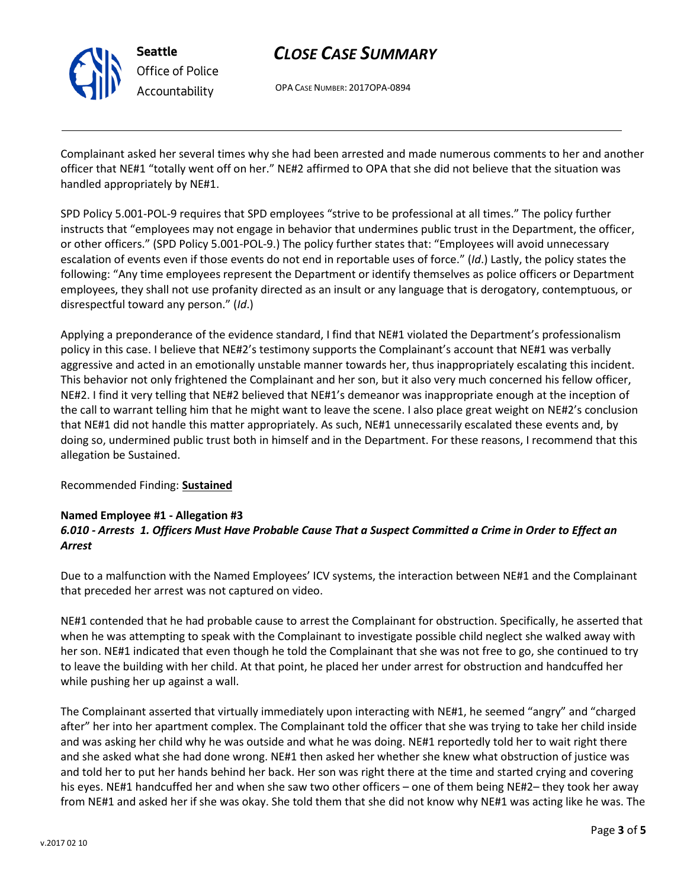Complainant asked her several times why she had been arrested and made numerous comments to her and another officer that NE#1 "totally went off on her." NE#2 affirmed to OPA that she did not believe that the situation was handled appropriately by NE#1.

SPD Policy 5.001-POL-9 requires that SPD employees "strive to be professional at all times." The policy further instructs that "employees may not engage in behavior that undermines public trust in the Department, the officer, or other officers." (SPD Policy 5.001-POL-9.) The policy further states that: "Employees will avoid unnecessary escalation of events even if those events do not end in reportable uses of force." (*Id*.) Lastly, the policy states the following: "Any time employees represent the Department or identify themselves as police officers or Department employees, they shall not use profanity directed as an insult or any language that is derogatory, contemptuous, or disrespectful toward any person." (*Id*.)

Applying a preponderance of the evidence standard, I find that NE#1 violated the Department's professionalism policy in this case. I believe that NE#2's testimony supports the Complainant's account that NE#1 was verbally aggressive and acted in an emotionally unstable manner towards her, thus inappropriately escalating this incident. This behavior not only frightened the Complainant and her son, but it also very much concerned his fellow officer, NE#2. I find it very telling that NE#2 believed that NE#1's demeanor was inappropriate enough at the inception of the call to warrant telling him that he might want to leave the scene. I also place great weight on NE#2's conclusion that NE#1 did not handle this matter appropriately. As such, NE#1 unnecessarily escalated these events and, by doing so, undermined public trust both in himself and in the Department. For these reasons, I recommend that this allegation be Sustained.

Recommended Finding: **Sustained**

**Named Employee #1 - Allegation #3**
***6.010 - Arrests 1. Officers Must Have Probable Cause That a Suspect Committed a Crime in Order to Effect an Arrest***

Due to a malfunction with the Named Employees' ICV systems, the interaction between NE#1 and the Complainant that preceded her arrest was not captured on video.

NE#1 contended that he had probable cause to arrest the Complainant for obstruction. Specifically, he asserted that when he was attempting to speak with the Complainant to investigate possible child neglect she walked away with her son. NE#1 indicated that even though he told the Complainant that she was not free to go, she continued to try to leave the building with her child. At that point, he placed her under arrest for obstruction and handcuffed her while pushing her up against a wall.

The Complainant asserted that virtually immediately upon interacting with NE#1, he seemed "angry" and "charged after" her into her apartment complex. The Complainant told the officer that she was trying to take her child inside and was asking her child why he was outside and what he was doing. NE#1 reportedly told her to wait right there and she asked what she had done wrong. NE#1 then asked her whether she knew what obstruction of justice was and told her to put her hands behind her back. Her son was right there at the time and started crying and covering his eyes. NE#1 handcuffed her and when she saw two other officers – one of them being NE#2– they took her away from NE#1 and asked her if she was okay. She told them that she did not know why NE#1 was acting like he was. The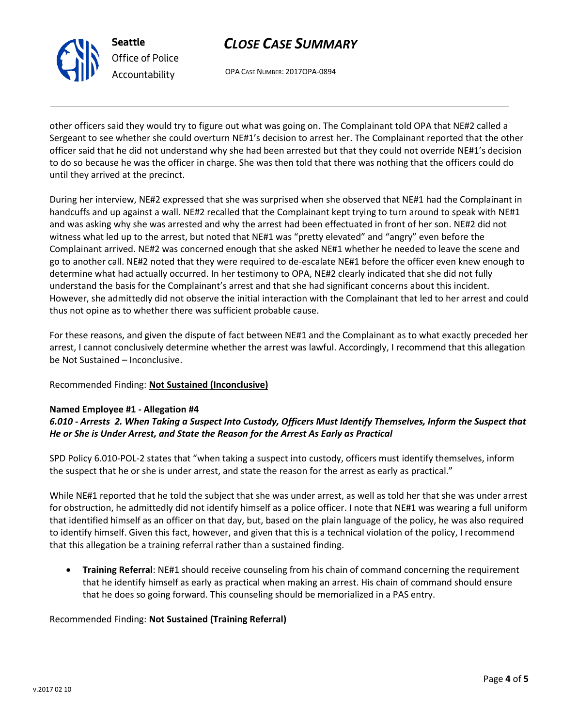other officers said they would try to figure out what was going on. The Complainant told OPA that NE#2 called a Sergeant to see whether she could overturn NE#1's decision to arrest her. The Complainant reported that the other officer said that he did not understand why she had been arrested but that they could not override NE#1's decision to do so because he was the officer in charge. She was then told that there was nothing that the officers could do until they arrived at the precinct.

During her interview, NE#2 expressed that she was surprised when she observed that NE#1 had the Complainant in handcuffs and up against a wall. NE#2 recalled that the Complainant kept trying to turn around to speak with NE#1 and was asking why she was arrested and why the arrest had been effectuated in front of her son. NE#2 did not witness what led up to the arrest, but noted that NE#1 was "pretty elevated" and "angry" even before the Complainant arrived. NE#2 was concerned enough that she asked NE#1 whether he needed to leave the scene and go to another call. NE#2 noted that they were required to de-escalate NE#1 before the officer even knew enough to determine what had actually occurred. In her testimony to OPA, NE#2 clearly indicated that she did not fully understand the basis for the Complainant's arrest and that she had significant concerns about this incident. However, she admittedly did not observe the initial interaction with the Complainant that led to her arrest and could thus not opine as to whether there was sufficient probable cause.

For these reasons, and given the dispute of fact between NE#1 and the Complainant as to what exactly preceded her arrest, I cannot conclusively determine whether the arrest was lawful. Accordingly, I recommend that this allegation be Not Sustained – Inconclusive.

Recommended Finding: **Not Sustained (Inconclusive)**

**Named Employee #1 - Allegation #4**
***6.010 - Arrests 2. When Taking a Suspect Into Custody, Officers Must Identify Themselves, Inform the Suspect that He or She is Under Arrest, and State the Reason for the Arrest As Early as Practical***

SPD Policy 6.010-POL-2 states that "when taking a suspect into custody, officers must identify themselves, inform the suspect that he or she is under arrest, and state the reason for the arrest as early as practical."

While NE#1 reported that he told the subject that she was under arrest, as well as told her that she was under arrest for obstruction, he admittedly did not identify himself as a police officer. I note that NE#1 was wearing a full uniform that identified himself as an officer on that day, but, based on the plain language of the policy, he was also required to identify himself. Given this fact, however, and given that this is a technical violation of the policy, I recommend that this allegation be a training referral rather than a sustained finding.

- **Training Referral**: NE#1 should receive counseling from his chain of command concerning the requirement that he identify himself as early as practical when making an arrest. His chain of command should ensure that he does so going forward. This counseling should be memorialized in a PAS entry.

Recommended Finding: **Not Sustained (Training Referral)**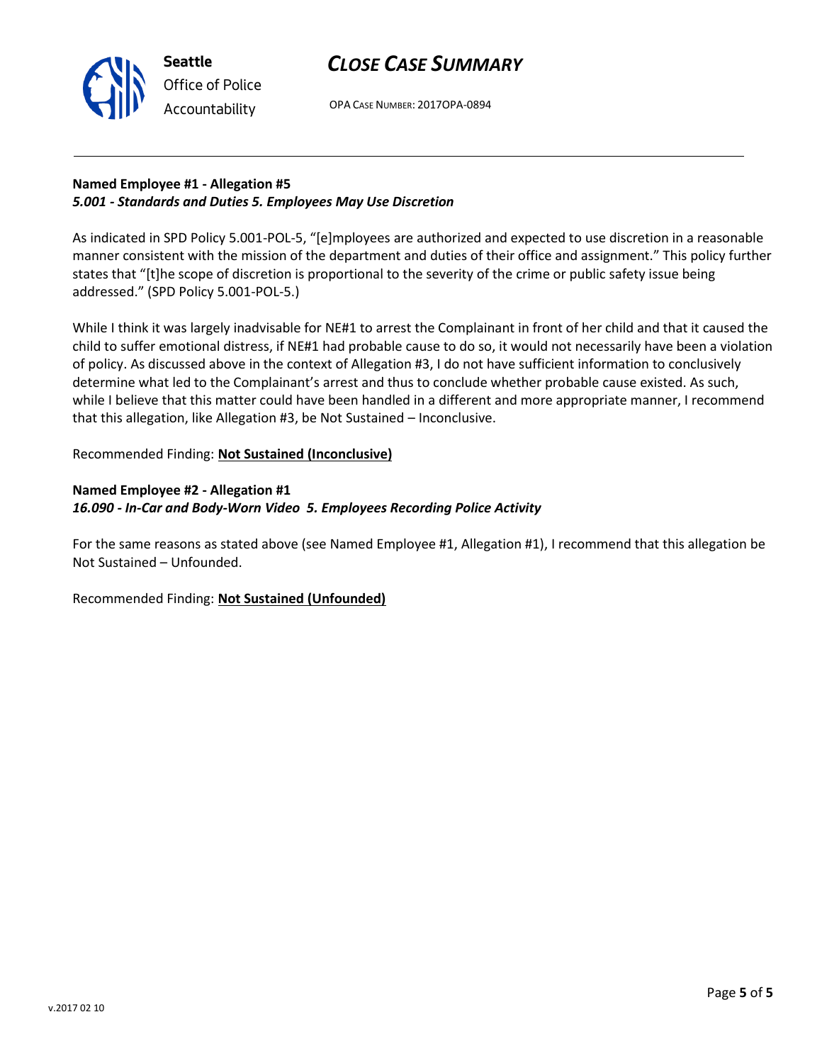**Named Employee #1 - Allegation #5**
***5.001 - Standards and Duties 5. Employees May Use Discretion***

As indicated in SPD Policy 5.001-POL-5, "[e]mployees are authorized and expected to use discretion in a reasonable manner consistent with the mission of the department and duties of their office and assignment." This policy further states that "[t]he scope of discretion is proportional to the severity of the crime or public safety issue being addressed." (SPD Policy 5.001-POL-5.)

While I think it was largely inadvisable for NE#1 to arrest the Complainant in front of her child and that it caused the child to suffer emotional distress, if NE#1 had probable cause to do so, it would not necessarily have been a violation of policy. As discussed above in the context of Allegation #3, I do not have sufficient information to conclusively determine what led to the Complainant's arrest and thus to conclude whether probable cause existed. As such, while I believe that this matter could have been handled in a different and more appropriate manner, I recommend that this allegation, like Allegation #3, be Not Sustained – Inconclusive.

Recommended Finding: **Not Sustained (Inconclusive)**

**Named Employee #2 - Allegation #1**
***16.090 - In-Car and Body-Worn Video 5. Employees Recording Police Activity***

For the same reasons as stated above (see Named Employee #1, Allegation #1), I recommend that this allegation be Not Sustained – Unfounded.

Recommended Finding: **Not Sustained (Unfounded)**